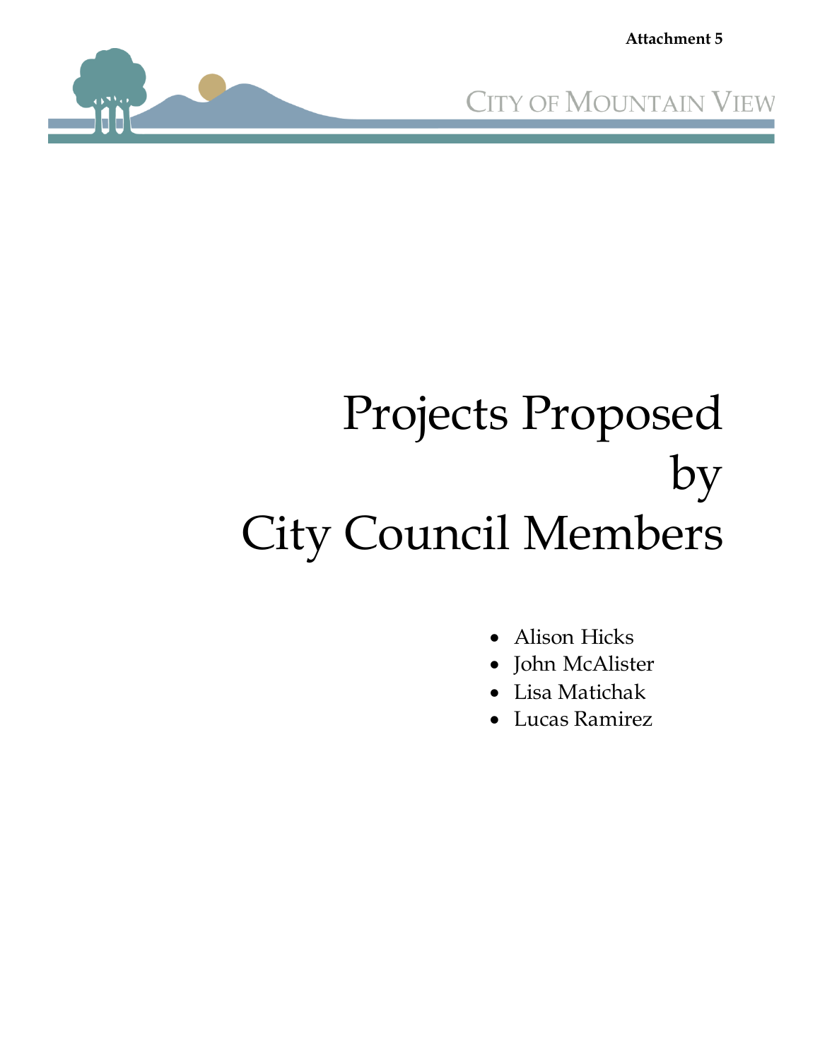Attachment 5

CITY OF MOUNTAIN VIEW

# Projects Proposed by City Council Members

- Alison Hicks
- John McAlister
- Lisa Matichak
- Lucas Ramirez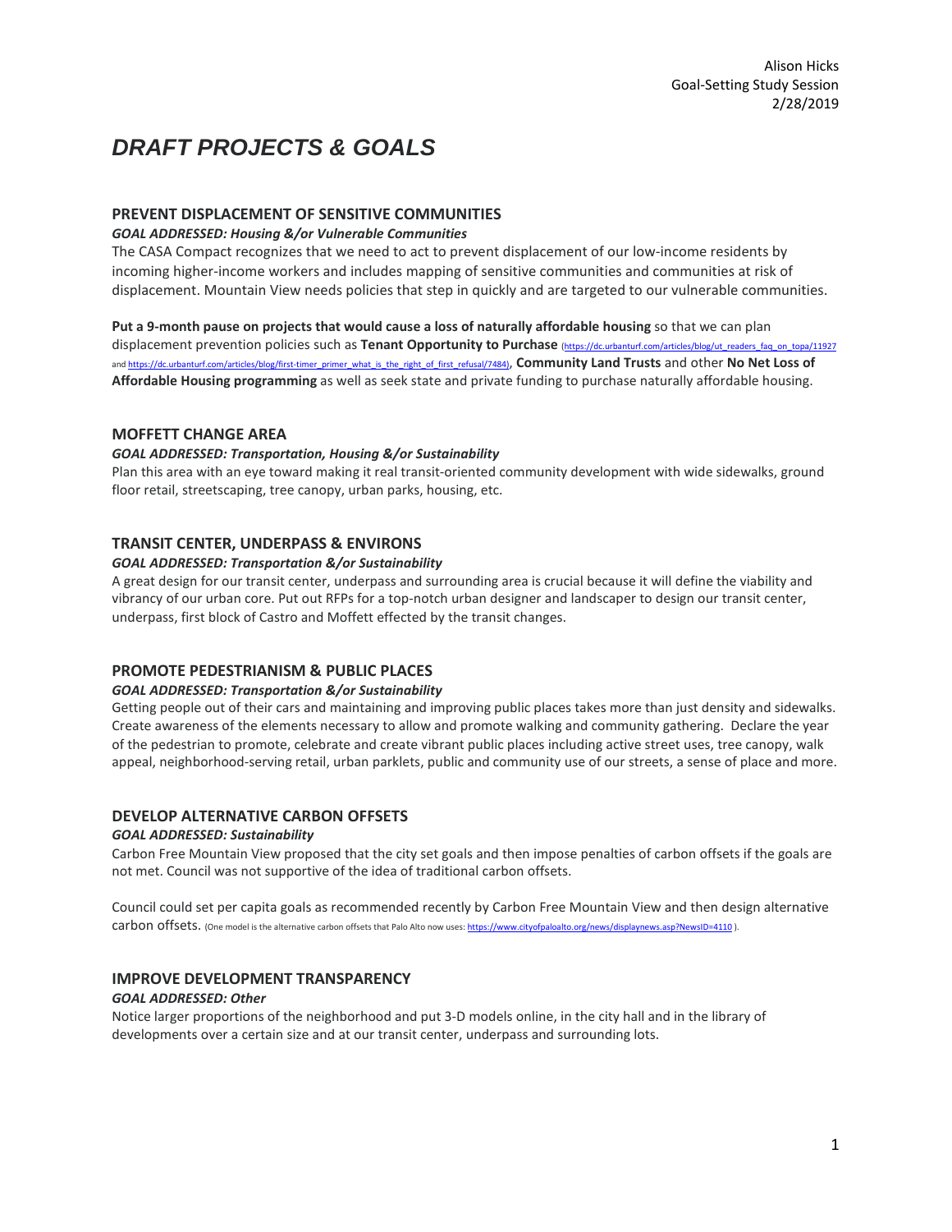Alison Hicks
Goal-Setting Study Session
2/28/2019

# *DRAFT PROJECTS & GOALS*

## PREVENT DISPLACEMENT OF SENSITIVE COMMUNITIES

***GOAL ADDRESSED: Housing &/or Vulnerable Communities***

The CASA Compact recognizes that we need to act to prevent displacement of our low-income residents by incoming higher-income workers and includes mapping of sensitive communities and communities at risk of displacement. Mountain View needs policies that step in quickly and are targeted to our vulnerable communities.

**Put a 9-month pause on projects that would cause a loss of naturally affordable housing** so that we can plan displacement prevention policies such as **Tenant Opportunity to Purchase** (https://dc.urbanturf.com/articles/blog/ut_readers_faq_on_topa/11927 and https://dc.urbanturf.com/articles/blog/first-timer_primer_what_is_the_right_of_first_refusal/7484), **Community Land Trusts** and other **No Net Loss of Affordable Housing programming** as well as seek state and private funding to purchase naturally affordable housing.

## MOFFETT CHANGE AREA

***GOAL ADDRESSED: Transportation, Housing &/or Sustainability***

Plan this area with an eye toward making it real transit-oriented community development with wide sidewalks, ground floor retail, streetscaping, tree canopy, urban parks, housing, etc.

## TRANSIT CENTER, UNDERPASS & ENVIRONS

***GOAL ADDRESSED: Transportation &/or Sustainability***

A great design for our transit center, underpass and surrounding area is crucial because it will define the viability and vibrancy of our urban core. Put out RFPs for a top-notch urban designer and landscaper to design our transit center, underpass, first block of Castro and Moffett effected by the transit changes.

## PROMOTE PEDESTRIANISM & PUBLIC PLACES

***GOAL ADDRESSED: Transportation &/or Sustainability***

Getting people out of their cars and maintaining and improving public places takes more than just density and sidewalks. Create awareness of the elements necessary to allow and promote walking and community gathering. Declare the year of the pedestrian to promote, celebrate and create vibrant public places including active street uses, tree canopy, walk appeal, neighborhood-serving retail, urban parklets, public and community use of our streets, a sense of place and more.

## DEVELOP ALTERNATIVE CARBON OFFSETS

***GOAL ADDRESSED: Sustainability***

Carbon Free Mountain View proposed that the city set goals and then impose penalties of carbon offsets if the goals are not met. Council was not supportive of the idea of traditional carbon offsets.

Council could set per capita goals as recommended recently by Carbon Free Mountain View and then design alternative carbon offsets. (One model is the alternative carbon offsets that Palo Alto now uses: https://www.cityofpaloalto.org/news/displaynews.asp?NewsID=4110 ).

## IMPROVE DEVELOPMENT TRANSPARENCY

***GOAL ADDRESSED: Other***

Notice larger proportions of the neighborhood and put 3-D models online, in the city hall and in the library of developments over a certain size and at our transit center, underpass and surrounding lots.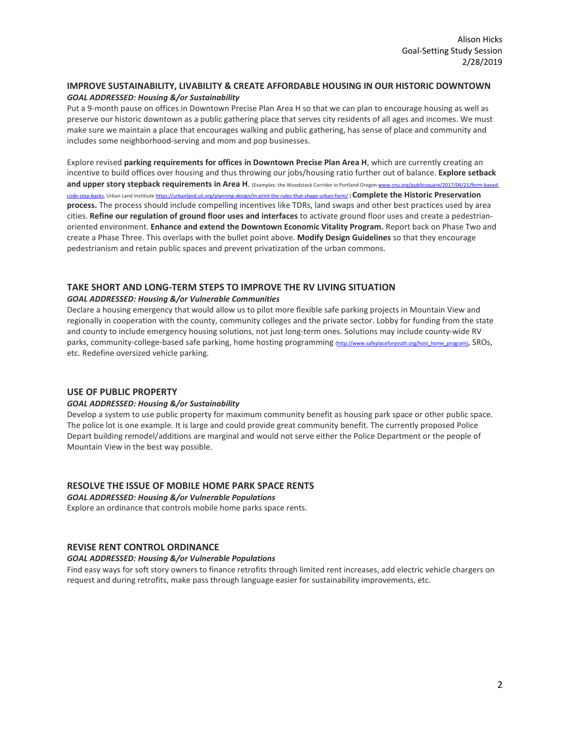## IMPROVE SUSTAINABILITY, LIVABILITY & CREATE AFFORDABLE HOUSING IN OUR HISTORIC DOWNTOWN

***GOAL ADDRESSED: Housing &/or Sustainability***

Put a 9-month pause on offices in Downtown Precise Plan Area H so that we can plan to encourage housing as well as preserve our historic downtown as a public gathering place that serves city residents of all ages and incomes. We must make sure we maintain a place that encourages walking and public gathering, has sense of place and community and includes some neighborhood-serving and mom and pop businesses.

Explore revised **parking requirements for offices in Downtown Precise Plan Area H**, which are currently creating an incentive to build offices over housing and thus throwing our jobs/housing ratio further out of balance. **Explore setback and upper story stepback requirements in Area H.** (Examples: the Woodstock Corridor in Portland Oregon www.cnu.org/publicsquare/2017/04/21/form-based-code-step-backs, Urban Land Institiute https://urbanland.uli.org/planning-design/in-print-the-rules-that-shape-urban-form/.) **Complete the Historic Preservation process.** The process should include compelling incentives like TDRs, land swaps and other best practices used by area cities. **Refine our regulation of ground floor uses and interfaces** to activate ground floor uses and create a pedestrian-oriented environment. **Enhance and extend the Downtown Economic Vitality Program.** Report back on Phase Two and create a Phase Three. This overlaps with the bullet point above. **Modify Design Guidelines** so that they encourage pedestrianism and retain public spaces and prevent privatization of the urban commons.

## TAKE SHORT AND LONG-TERM STEPS TO IMPROVE THE RV LIVING SITUATION

***GOAL ADDRESSED: Housing &/or Vulnerable Communities***

Declare a housing emergency that would allow us to pilot more flexible safe parking projects in Mountain View and regionally in cooperation with the county, community colleges and the private sector. Lobby for funding from the state and county to include emergency housing solutions, not just long-term ones. Solutions may include county-wide RV parks, community-college-based safe parking, home hosting programming (http://www.safeplaceforyouth.org/host_home_program), SROs, etc. Redefine oversized vehicle parking.

## USE OF PUBLIC PROPERTY

***GOAL ADDRESSED: Housing &/or Sustainability***

Develop a system to use public property for maximum community benefit as housing park space or other public space. The police lot is one example. It is large and could provide great community benefit. The currently proposed Police Depart building remodel/additions are marginal and would not serve either the Police Department or the people of Mountain View in the best way possible.

## RESOLVE THE ISSUE OF MOBILE HOME PARK SPACE RENTS

***GOAL ADDRESSED: Housing &/or Vulnerable Populations***

Explore an ordinance that controls mobile home parks space rents.

## REVISE RENT CONTROL ORDINANCE

***GOAL ADDRESSED: Housing &/or Vulnerable Populations***

Find easy ways for soft story owners to finance retrofits through limited rent increases, add electric vehicle chargers on request and during retrofits, make pass through language easier for sustainability improvements, etc.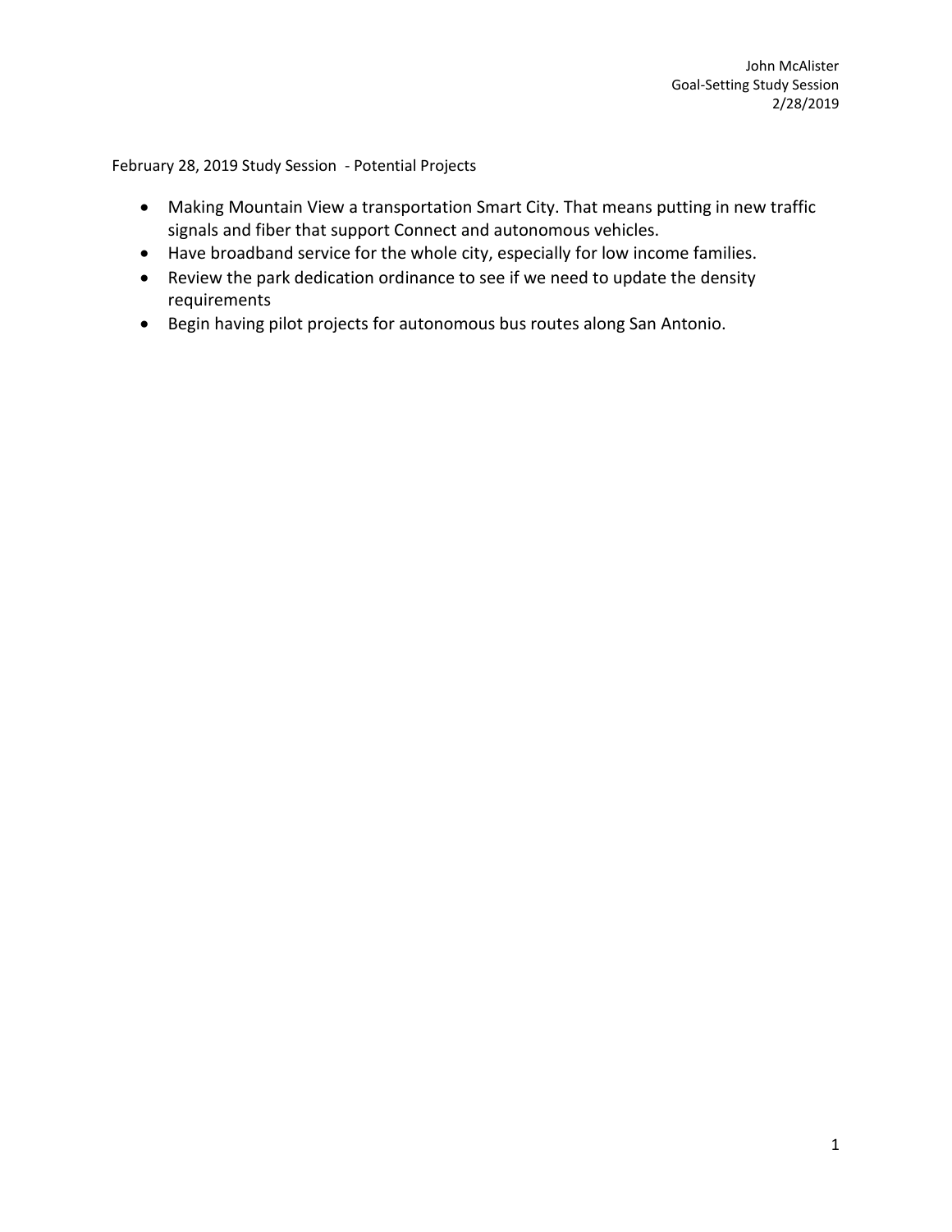John McAlister
Goal-Setting Study Session
2/28/2019

February 28, 2019 Study Session - Potential Projects

- Making Mountain View a transportation Smart City. That means putting in new traffic signals and fiber that support Connect and autonomous vehicles.
- Have broadband service for the whole city, especially for low income families.
- Review the park dedication ordinance to see if we need to update the density requirements
- Begin having pilot projects for autonomous bus routes along San Antonio.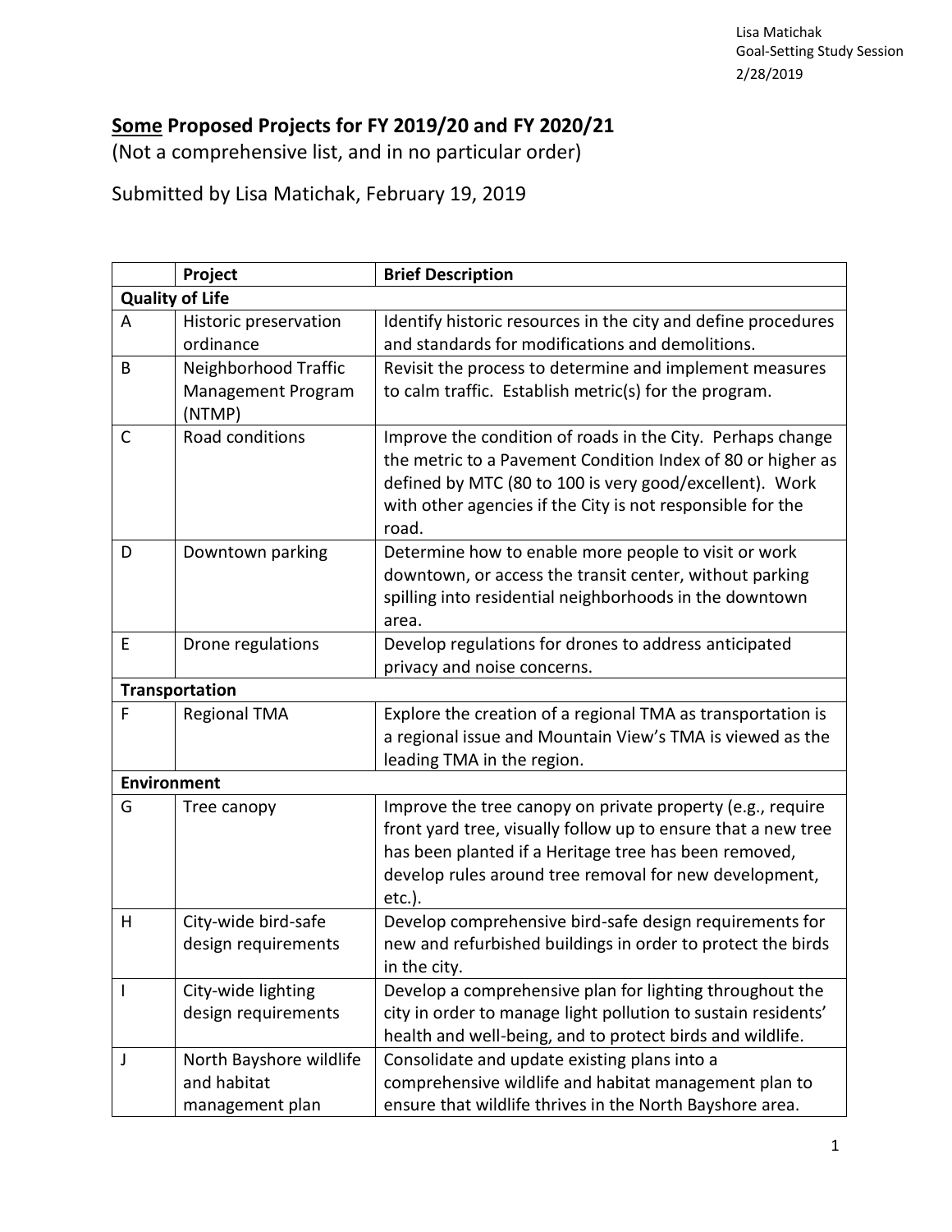Lisa Matichak
Goal-Setting Study Session
2/28/2019

# **<u>Some</u> Proposed Projects for FY 2019/20 and FY 2020/21**

(Not a comprehensive list, and in no particular order)

Submitted by Lisa Matichak, February 19, 2019

| | **Project** | **Brief Description** |
|---|---|---|
| **Quality of Life** | | |
| A | Historic preservation ordinance | Identify historic resources in the city and define procedures and standards for modifications and demolitions. |
| B | Neighborhood Traffic Management Program (NTMP) | Revisit the process to determine and implement measures to calm traffic. Establish metric(s) for the program. |
| C | Road conditions | Improve the condition of roads in the City. Perhaps change the metric to a Pavement Condition Index of 80 or higher as defined by MTC (80 to 100 is very good/excellent). Work with other agencies if the City is not responsible for the road. |
| D | Downtown parking | Determine how to enable more people to visit or work downtown, or access the transit center, without parking spilling into residential neighborhoods in the downtown area. |
| E | Drone regulations | Develop regulations for drones to address anticipated privacy and noise concerns. |
| **Transportation** | | |
| F | Regional TMA | Explore the creation of a regional TMA as transportation is a regional issue and Mountain View's TMA is viewed as the leading TMA in the region. |
| **Environment** | | |
| G | Tree canopy | Improve the tree canopy on private property (e.g., require front yard tree, visually follow up to ensure that a new tree has been planted if a Heritage tree has been removed, develop rules around tree removal for new development, etc.). |
| H | City-wide bird-safe design requirements | Develop comprehensive bird-safe design requirements for new and refurbished buildings in order to protect the birds in the city. |
| I | City-wide lighting design requirements | Develop a comprehensive plan for lighting throughout the city in order to manage light pollution to sustain residents' health and well-being, and to protect birds and wildlife. |
| J | North Bayshore wildlife and habitat management plan | Consolidate and update existing plans into a comprehensive wildlife and habitat management plan to ensure that wildlife thrives in the North Bayshore area. |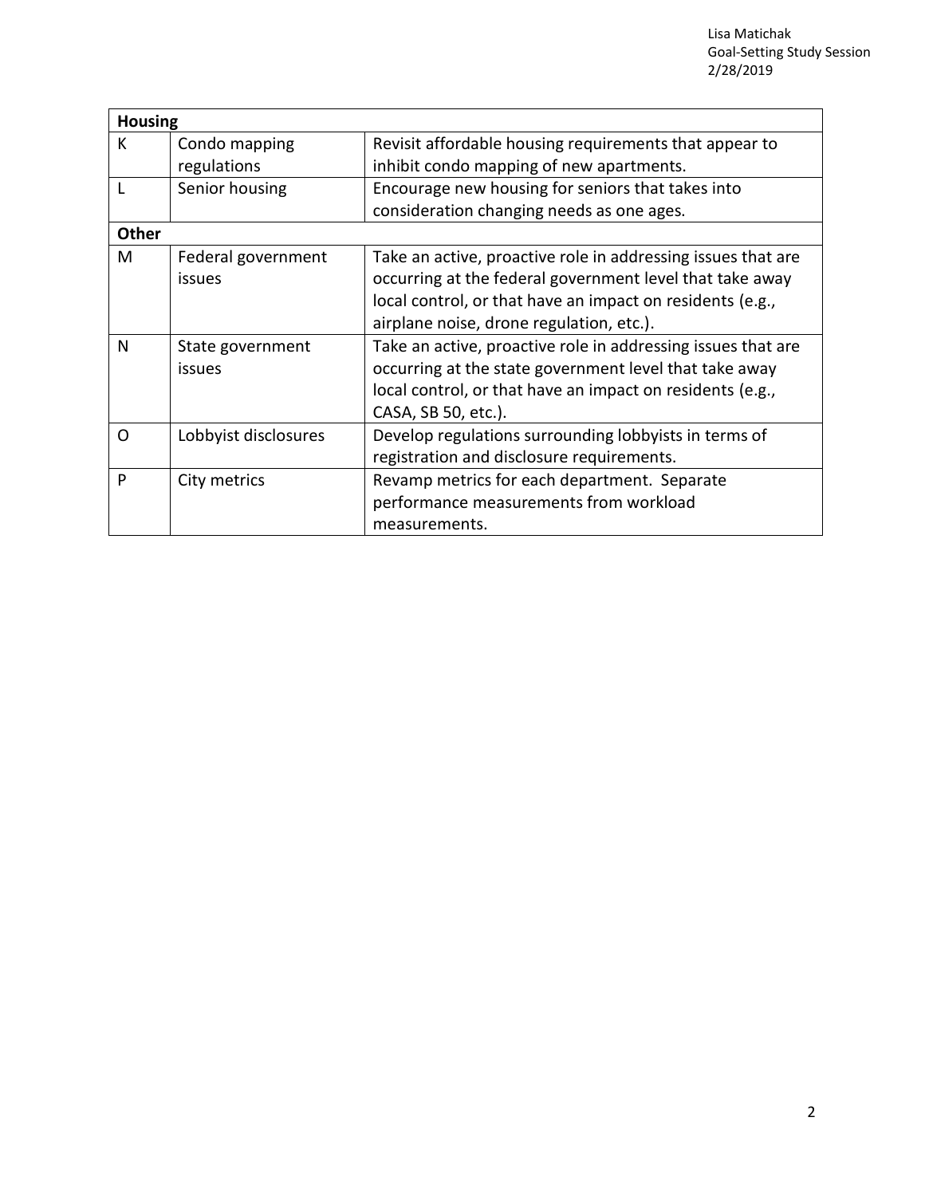| **Housing** | | |
|---|---|---|
| K | Condo mapping regulations | Revisit affordable housing requirements that appear to inhibit condo mapping of new apartments. |
| L | Senior housing | Encourage new housing for seniors that takes into consideration changing needs as one ages. |
| **Other** | | |
| M | Federal government issues | Take an active, proactive role in addressing issues that are occurring at the federal government level that take away local control, or that have an impact on residents (e.g., airplane noise, drone regulation, etc.). |
| N | State government issues | Take an active, proactive role in addressing issues that are occurring at the state government level that take away local control, or that have an impact on residents (e.g., CASA, SB 50, etc.). |
| O | Lobbyist disclosures | Develop regulations surrounding lobbyists in terms of registration and disclosure requirements. |
| P | City metrics | Revamp metrics for each department. Separate performance measurements from workload measurements. |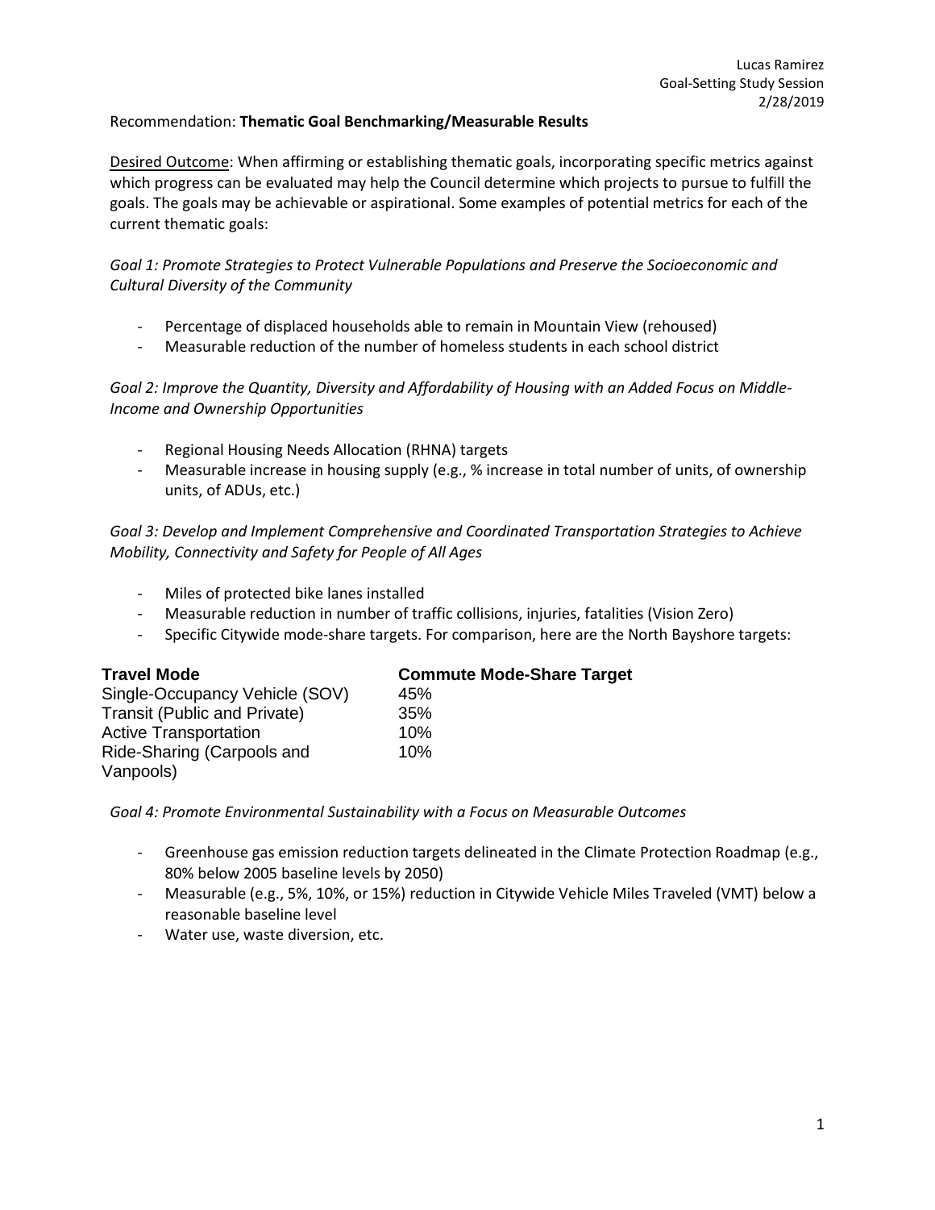Lucas Ramirez
Goal-Setting Study Session
2/28/2019

Recommendation: **Thematic Goal Benchmarking/Measurable Results**

<u>Desired Outcome</u>: When affirming or establishing thematic goals, incorporating specific metrics against which progress can be evaluated may help the Council determine which projects to pursue to fulfill the goals. The goals may be achievable or aspirational. Some examples of potential metrics for each of the current thematic goals:

*Goal 1: Promote Strategies to Protect Vulnerable Populations and Preserve the Socioeconomic and Cultural Diversity of the Community*

- Percentage of displaced households able to remain in Mountain View (rehoused)
- Measurable reduction of the number of homeless students in each school district

*Goal 2: Improve the Quantity, Diversity and Affordability of Housing with an Added Focus on Middle-Income and Ownership Opportunities*

- Regional Housing Needs Allocation (RHNA) targets
- Measurable increase in housing supply (e.g., % increase in total number of units, of ownership units, of ADUs, etc.)

*Goal 3: Develop and Implement Comprehensive and Coordinated Transportation Strategies to Achieve Mobility, Connectivity and Safety for People of All Ages*

- Miles of protected bike lanes installed
- Measurable reduction in number of traffic collisions, injuries, fatalities (Vision Zero)
- Specific Citywide mode-share targets. For comparison, here are the North Bayshore targets:

| Travel Mode | Commute Mode-Share Target |
|---|---|
| Single-Occupancy Vehicle (SOV) | 45% |
| Transit (Public and Private) | 35% |
| Active Transportation | 10% |
| Ride-Sharing (Carpools and Vanpools) | 10% |

*Goal 4: Promote Environmental Sustainability with a Focus on Measurable Outcomes*

- Greenhouse gas emission reduction targets delineated in the Climate Protection Roadmap (e.g., 80% below 2005 baseline levels by 2050)
- Measurable (e.g., 5%, 10%, or 15%) reduction in Citywide Vehicle Miles Traveled (VMT) below a reasonable baseline level
- Water use, waste diversion, etc.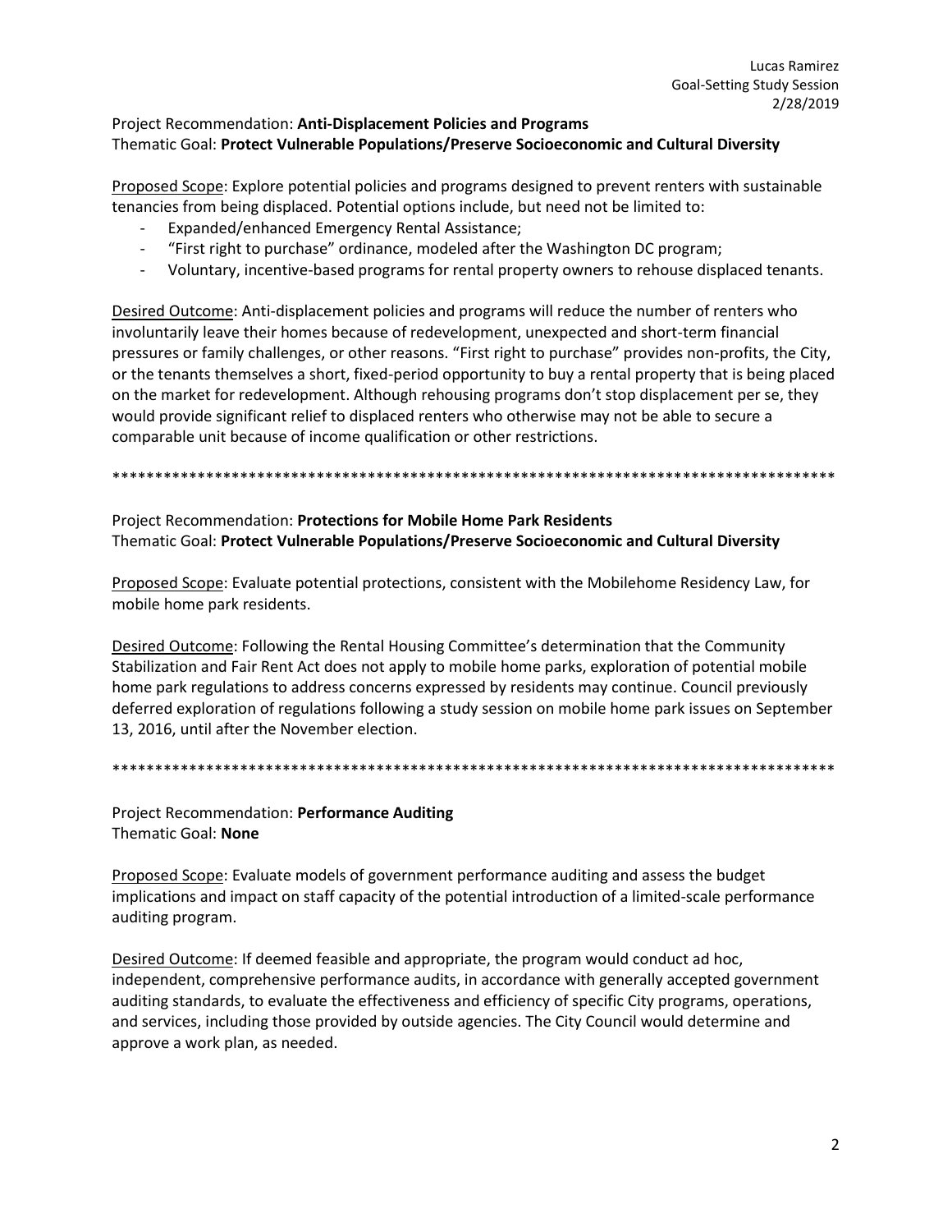Lucas Ramirez
Goal-Setting Study Session
2/28/2019

Project Recommendation: **Anti-Displacement Policies and Programs**
Thematic Goal: **Protect Vulnerable Populations/Preserve Socioeconomic and Cultural Diversity**

Proposed Scope: Explore potential policies and programs designed to prevent renters with sustainable tenancies from being displaced. Potential options include, but need not be limited to:

- Expanded/enhanced Emergency Rental Assistance;
- "First right to purchase" ordinance, modeled after the Washington DC program;
- Voluntary, incentive-based programs for rental property owners to rehouse displaced tenants.

Desired Outcome: Anti-displacement policies and programs will reduce the number of renters who involuntarily leave their homes because of redevelopment, unexpected and short-term financial pressures or family challenges, or other reasons. "First right to purchase" provides non-profits, the City, or the tenants themselves a short, fixed-period opportunity to buy a rental property that is being placed on the market for redevelopment. Although rehousing programs don't stop displacement per se, they would provide significant relief to displaced renters who otherwise may not be able to secure a comparable unit because of income qualification or other restrictions.

****************************************************************************************

Project Recommendation: **Protections for Mobile Home Park Residents**
Thematic Goal: **Protect Vulnerable Populations/Preserve Socioeconomic and Cultural Diversity**

Proposed Scope: Evaluate potential protections, consistent with the Mobilehome Residency Law, for mobile home park residents.

Desired Outcome: Following the Rental Housing Committee's determination that the Community Stabilization and Fair Rent Act does not apply to mobile home parks, exploration of potential mobile home park regulations to address concerns expressed by residents may continue. Council previously deferred exploration of regulations following a study session on mobile home park issues on September 13, 2016, until after the November election.

****************************************************************************************

Project Recommendation: **Performance Auditing**
Thematic Goal: **None**

Proposed Scope: Evaluate models of government performance auditing and assess the budget implications and impact on staff capacity of the potential introduction of a limited-scale performance auditing program.

Desired Outcome: If deemed feasible and appropriate, the program would conduct ad hoc, independent, comprehensive performance audits, in accordance with generally accepted government auditing standards, to evaluate the effectiveness and efficiency of specific City programs, operations, and services, including those provided by outside agencies. The City Council would determine and approve a work plan, as needed.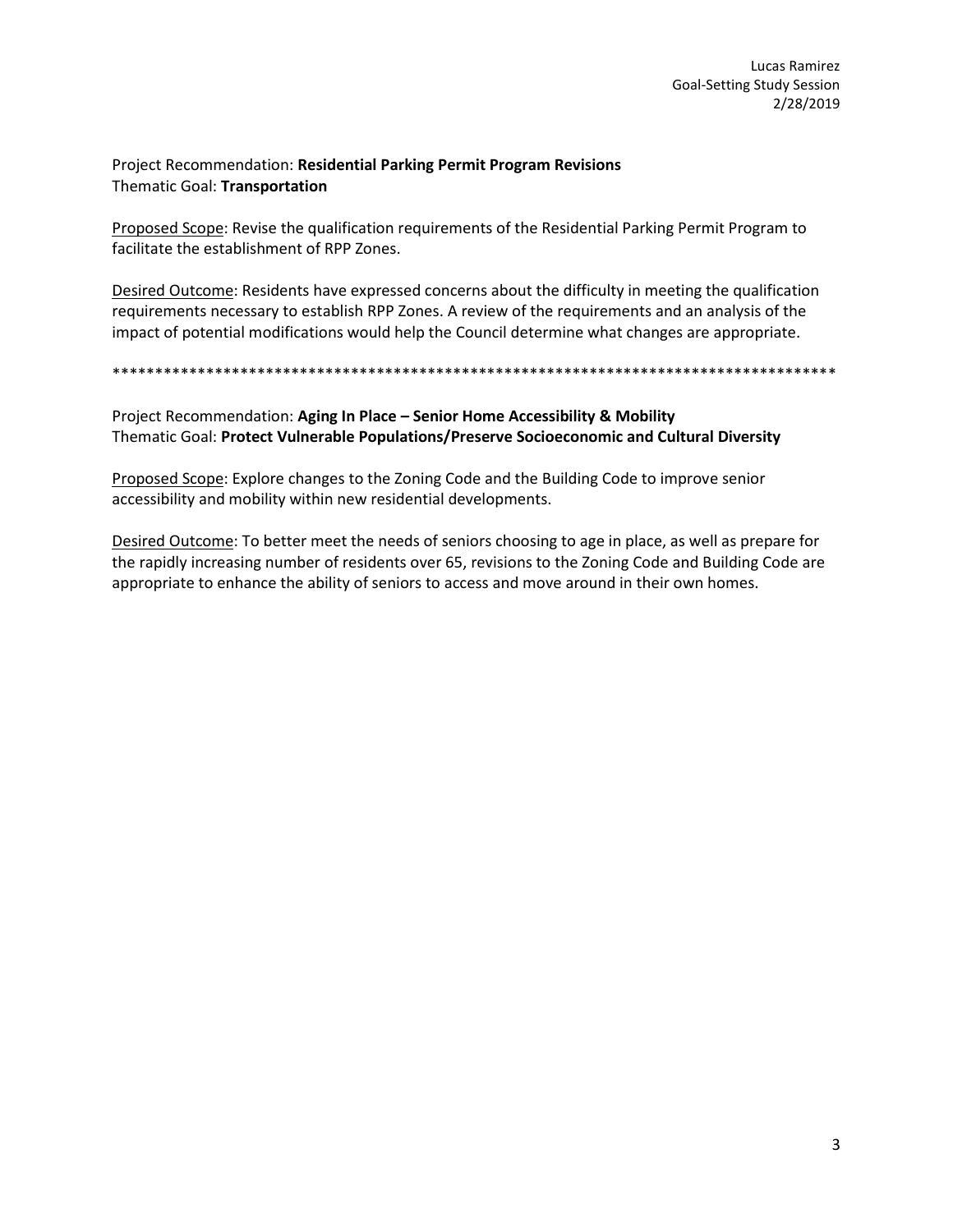Project Recommendation: **Residential Parking Permit Program Revisions**
Thematic Goal: **Transportation**

Proposed Scope: Revise the qualification requirements of the Residential Parking Permit Program to facilitate the establishment of RPP Zones.

Desired Outcome: Residents have expressed concerns about the difficulty in meeting the qualification requirements necessary to establish RPP Zones. A review of the requirements and an analysis of the impact of potential modifications would help the Council determine what changes are appropriate.

*****************************************************************************************

Project Recommendation: **Aging In Place – Senior Home Accessibility & Mobility**
Thematic Goal: **Protect Vulnerable Populations/Preserve Socioeconomic and Cultural Diversity**

Proposed Scope: Explore changes to the Zoning Code and the Building Code to improve senior accessibility and mobility within new residential developments.

Desired Outcome: To better meet the needs of seniors choosing to age in place, as well as prepare for the rapidly increasing number of residents over 65, revisions to the Zoning Code and Building Code are appropriate to enhance the ability of seniors to access and move around in their own homes.